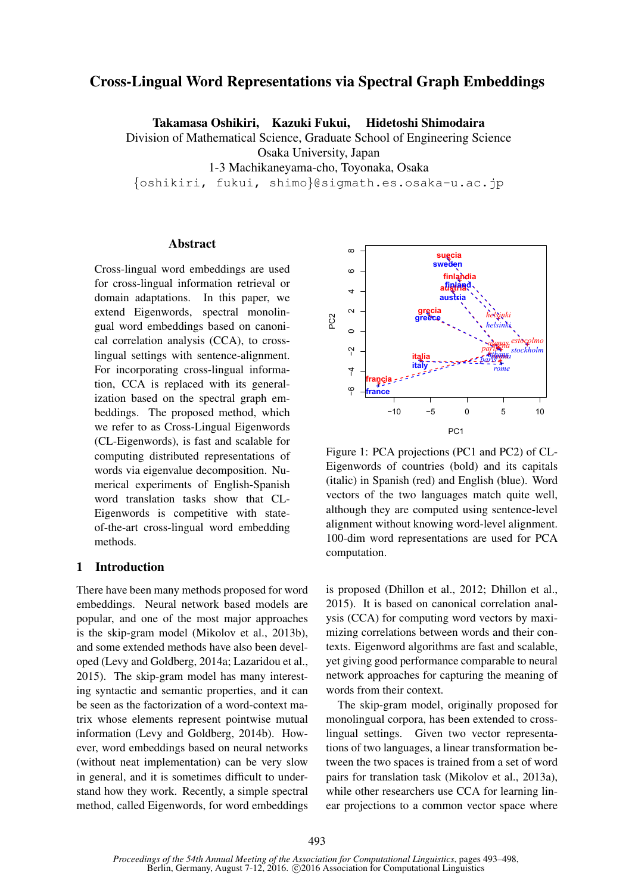# Cross-Lingual Word Representations via Spectral Graph Embeddings

**Takamasa Oshikiri, Kazuki Fukui, Hidetoshi Shimodaira**

Division of Mathematical Science, Graduate School of Engineering Science
Osaka University, Japan
1-3 Machikaneyama-cho, Toyonaka, Osaka
{oshikiri, fukui, shimo}@sigmath.es.osaka-u.ac.jp

## Abstract

Cross-lingual word embeddings are used for cross-lingual information retrieval or domain adaptations. In this paper, we extend Eigenwords, spectral monolingual word embeddings based on canonical correlation analysis (CCA), to cross-lingual settings with sentence-alignment. For incorporating cross-lingual information, CCA is replaced with its generalization based on the spectral graph embeddings. The proposed method, which we refer to as Cross-Lingual Eigenwords (CL-Eigenwords), is fast and scalable for computing distributed representations of words via eigenvalue decomposition. Numerical experiments of English-Spanish word translation tasks show that CL-Eigenwords is competitive with state-of-the-art cross-lingual word embedding methods.

Figure 1: PCA projections (PC1 and PC2) of CL-Eigenwords of countries (bold) and its capitals (italic) in Spanish (red) and English (blue). Word vectors of the two languages match quite well, although they are computed using sentence-level alignment without knowing word-level alignment. 100-dim word representations are used for PCA computation.

## 1 Introduction

There have been many methods proposed for word embeddings. Neural network based models are popular, and one of the most major approaches is the skip-gram model (Mikolov et al., 2013b), and some extended methods have also been developed (Levy and Goldberg, 2014a; Lazaridou et al., 2015). The skip-gram model has many interesting syntactic and semantic properties, and it can be seen as the factorization of a word-context matrix whose elements represent pointwise mutual information (Levy and Goldberg, 2014b). However, word embeddings based on neural networks (without neat implementation) can be very slow in general, and it is sometimes difficult to understand how they work. Recently, a simple spectral method, called Eigenwords, for word embeddings is proposed (Dhillon et al., 2012; Dhillon et al., 2015). It is based on canonical correlation analysis (CCA) for computing word vectors by maximizing correlations between words and their contexts. Eigenword algorithms are fast and scalable, yet giving good performance comparable to neural network approaches for capturing the meaning of words from their context.

The skip-gram model, originally proposed for monolingual corpora, has been extended to cross-lingual settings. Given two vector representations of two languages, a linear transformation between the two spaces is trained from a set of word pairs for translation task (Mikolov et al., 2013a), while other researchers use CCA for learning linear projections to a common vector space where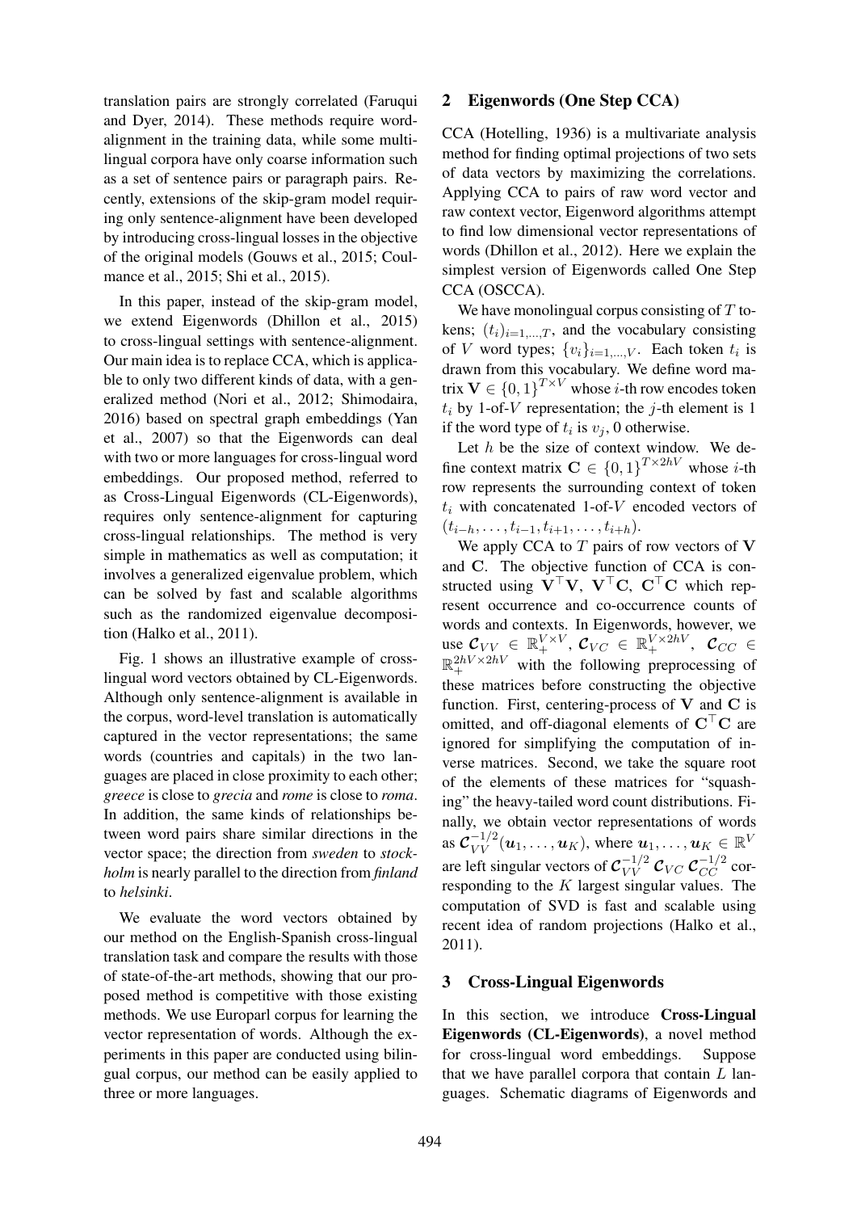translation pairs are strongly correlated (Faruqui and Dyer, 2014). These methods require word-alignment in the training data, while some multilingual corpora have only coarse information such as a set of sentence pairs or paragraph pairs. Recently, extensions of the skip-gram model requiring only sentence-alignment have been developed by introducing cross-lingual losses in the objective of the original models (Gouws et al., 2015; Coulmance et al., 2015; Shi et al., 2015).

In this paper, instead of the skip-gram model, we extend Eigenwords (Dhillon et al., 2015) to cross-lingual settings with sentence-alignment. Our main idea is to replace CCA, which is applicable to only two different kinds of data, with a generalized method (Nori et al., 2012; Shimodaira, 2016) based on spectral graph embeddings (Yan et al., 2007) so that the Eigenwords can deal with two or more languages for cross-lingual word embeddings. Our proposed method, referred to as Cross-Lingual Eigenwords (CL-Eigenwords), requires only sentence-alignment for capturing cross-lingual relationships. The method is very simple in mathematics as well as computation; it involves a generalized eigenvalue problem, which can be solved by fast and scalable algorithms such as the randomized eigenvalue decomposition (Halko et al., 2011).

Fig. 1 shows an illustrative example of cross-lingual word vectors obtained by CL-Eigenwords. Although only sentence-alignment is available in the corpus, word-level translation is automatically captured in the vector representations; the same words (countries and capitals) in the two languages are placed in close proximity to each other; *greece* is close to *grecia* and *rome* is close to *roma*. In addition, the same kinds of relationships between word pairs share similar directions in the vector space; the direction from *sweden* to *stockholm* is nearly parallel to the direction from *finland* to *helsinki*.

We evaluate the word vectors obtained by our method on the English-Spanish cross-lingual translation task and compare the results with those of state-of-the-art methods, showing that our proposed method is competitive with those existing methods. We use Europarl corpus for learning the vector representation of words. Although the experiments in this paper are conducted using bilingual corpus, our method can be easily applied to three or more languages.

## 2 Eigenwords (One Step CCA)

CCA (Hotelling, 1936) is a multivariate analysis method for finding optimal projections of two sets of data vectors by maximizing the correlations. Applying CCA to pairs of raw word vector and raw context vector, Eigenword algorithms attempt to find low dimensional vector representations of words (Dhillon et al., 2012). Here we explain the simplest version of Eigenwords called One Step CCA (OSCCA).

We have monolingual corpus consisting of $T$ tokens; $(t_i)_{i=1,\dots,T}$, and the vocabulary consisting of $V$ word types; $\{v_i\}_{i=1,\dots,V}$. Each token $t_i$ is drawn from this vocabulary. We define word matrix $\mathbf{V} \in \{0,1\}^{T \times V}$ whose $i$-th row encodes token $t_i$ by 1-of-$V$ representation; the $j$-th element is 1 if the word type of $t_i$ is $v_j$, 0 otherwise.

Let $h$ be the size of context window. We define context matrix $\mathbf{C} \in \{0,1\}^{T \times 2hV}$ whose $i$-th row represents the surrounding context of token $t_i$ with concatenated 1-of-$V$ encoded vectors of $(t_{i-h}, \dots, t_{i-1}, t_{i+1}, \dots, t_{i+h})$.

We apply CCA to $T$ pairs of row vectors of $\mathbf{V}$ and $\mathbf{C}$. The objective function of CCA is constructed using $\mathbf{V}^\top\mathbf{V}$, $\mathbf{V}^\top\mathbf{C}$, $\mathbf{C}^\top\mathbf{C}$ which represent occurrence and co-occurrence counts of words and contexts. In Eigenwords, however, we use $\mathcal{C}_{VV} \in \mathbb{R}_+^{V \times V}$, $\mathcal{C}_{VC} \in \mathbb{R}_+^{V \times 2hV}$, $\mathcal{C}_{CC} \in \mathbb{R}_+^{2hV \times 2hV}$ with the following preprocessing of these matrices before constructing the objective function. First, centering-process of $\mathbf{V}$ and $\mathbf{C}$ is omitted, and off-diagonal elements of $\mathbf{C}^\top\mathbf{C}$ are ignored for simplifying the computation of inverse matrices. Second, we take the square root of the elements of these matrices for "squashing" the heavy-tailed word count distributions. Finally, we obtain vector representations of words as $\mathcal{C}_{VV}^{-1/2}(\boldsymbol{u}_1, \dots, \boldsymbol{u}_K)$, where $\boldsymbol{u}_1, \dots, \boldsymbol{u}_K \in \mathbb{R}^V$ are left singular vectors of $\mathcal{C}_{VV}^{-1/2}\,\mathcal{C}_{VC}\,\mathcal{C}_{CC}^{-1/2}$ corresponding to the $K$ largest singular values. The computation of SVD is fast and scalable using recent idea of random projections (Halko et al., 2011).

## 3 Cross-Lingual Eigenwords

In this section, we introduce **Cross-Lingual Eigenwords (CL-Eigenwords)**, a novel method for cross-lingual word embeddings. Suppose that we have parallel corpora that contain $L$ languages. Schematic diagrams of Eigenwords and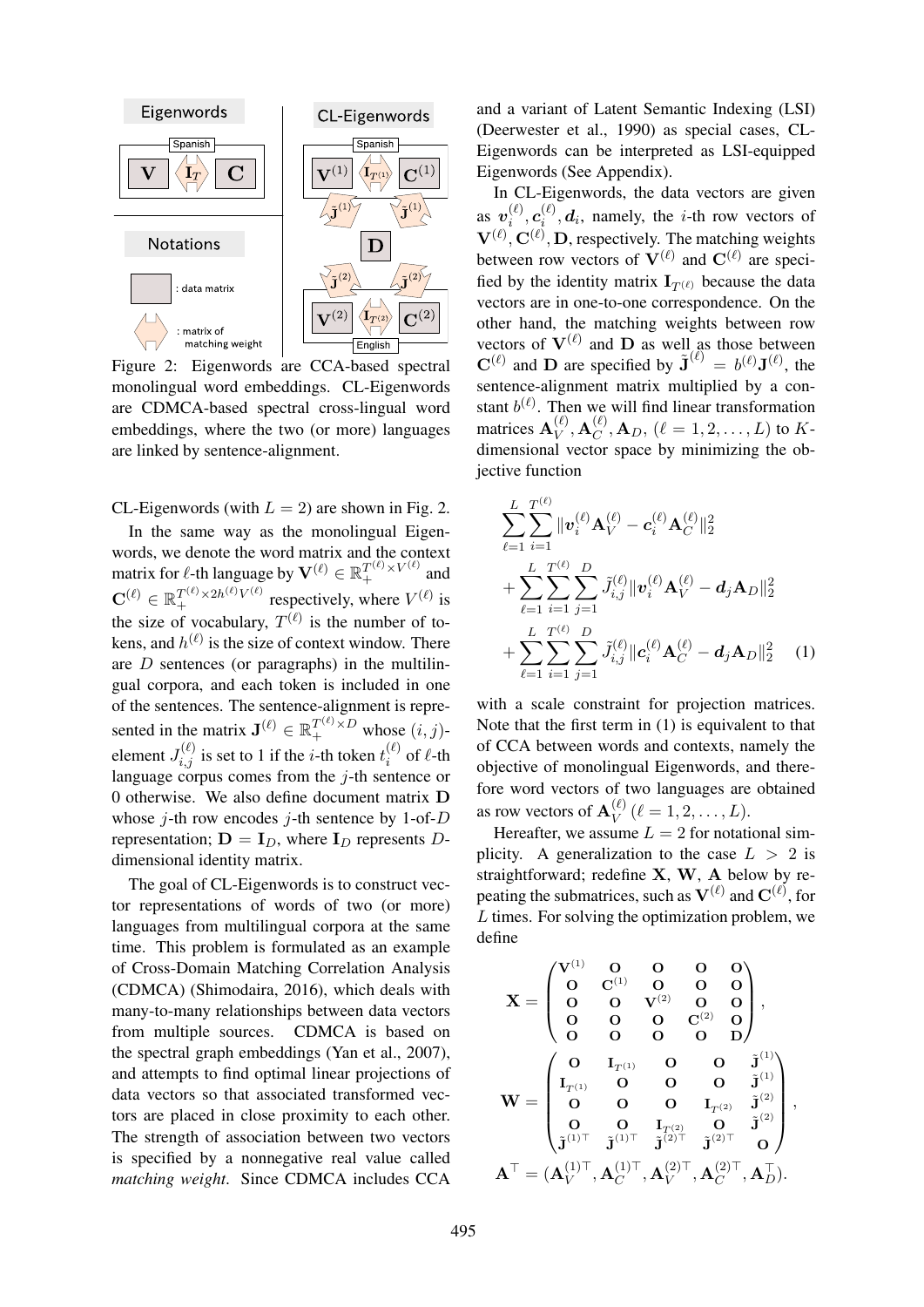Figure 2: Eigenwords are CCA-based spectral monolingual word embeddings. CL-Eigenwords are CDMCA-based spectral cross-lingual word embeddings, where the two (or more) languages are linked by sentence-alignment.

CL-Eigenwords (with $L = 2$) are shown in Fig. 2.

In the same way as the monolingual Eigenwords, we denote the word matrix and the context matrix for $\ell$-th language by $\mathbf{V}^{(\ell)} \in \mathbb{R}_+^{T^{(\ell)} \times V^{(\ell)}}$ and $\mathbf{C}^{(\ell)} \in \mathbb{R}_+^{T^{(\ell)} \times 2h^{(\ell)} V^{(\ell)}}$ respectively, where $V^{(\ell)}$ is the size of vocabulary, $T^{(\ell)}$ is the number of tokens, and $h^{(\ell)}$ is the size of context window. There are $D$ sentences (or paragraphs) in the multilingual corpora, and each token is included in one of the sentences. The sentence-alignment is represented in the matrix $\mathbf{J}^{(\ell)} \in \mathbb{R}_+^{T^{(\ell)} \times D}$ whose $(i, j)$-element $J_{i,j}^{(\ell)}$ is set to 1 if the $i$-th token $t_i^{(\ell)}$ of $\ell$-th language corpus comes from the $j$-th sentence or 0 otherwise. We also define document matrix $\mathbf{D}$ whose $j$-th row encodes $j$-th sentence by 1-of-$D$ representation; $\mathbf{D} = \mathbf{I}_D$, where $\mathbf{I}_D$ represents $D$-dimensional identity matrix.

The goal of CL-Eigenwords is to construct vector representations of words of two (or more) languages from multilingual corpora at the same time. This problem is formulated as an example of Cross-Domain Matching Correlation Analysis (CDMCA) (Shimodaira, 2016), which deals with many-to-many relationships between data vectors from multiple sources. CDMCA is based on the spectral graph embeddings (Yan et al., 2007), and attempts to find optimal linear projections of data vectors so that associated transformed vectors are placed in close proximity to each other. The strength of association between two vectors is specified by a nonnegative real value called *matching weight*. Since CDMCA includes CCA and a variant of Latent Semantic Indexing (LSI) (Deerwester et al., 1990) as special cases, CL-Eigenwords can be interpreted as LSI-equipped Eigenwords (See Appendix).

In CL-Eigenwords, the data vectors are given as $\boldsymbol{v}_i^{(\ell)}, \boldsymbol{c}_i^{(\ell)}, \boldsymbol{d}_i$, namely, the $i$-th row vectors of $\mathbf{V}^{(\ell)}, \mathbf{C}^{(\ell)}, \mathbf{D}$, respectively. The matching weights between row vectors of $\mathbf{V}^{(\ell)}$ and $\mathbf{C}^{(\ell)}$ are specified by the identity matrix $\mathbf{I}_{T^{(\ell)}}$ because the data vectors are in one-to-one correspondence. On the other hand, the matching weights between row vectors of $\mathbf{V}^{(\ell)}$ and $\mathbf{D}$ as well as those between $\mathbf{C}^{(\ell)}$ and $\mathbf{D}$ are specified by $\tilde{\mathbf{J}}^{(\ell)} = b^{(\ell)} \mathbf{J}^{(\ell)}$, the sentence-alignment matrix multiplied by a constant $b^{(\ell)}$. Then we will find linear transformation matrices $\mathbf{A}_V^{(\ell)}, \mathbf{A}_C^{(\ell)}, \mathbf{A}_D$, $(\ell = 1, 2, \ldots, L)$ to $K$-dimensional vector space by minimizing the objective function

$$
\begin{aligned}
&\sum_{\ell=1}^{L} \sum_{i=1}^{T^{(\ell)}} \| \boldsymbol{v}_i^{(\ell)} \mathbf{A}_V^{(\ell)} - \boldsymbol{c}_i^{(\ell)} \mathbf{A}_C^{(\ell)} \|_2^2 \\
&+ \sum_{\ell=1}^{L} \sum_{i=1}^{T^{(\ell)}} \sum_{j=1}^{D} \tilde{J}_{i,j}^{(\ell)} \| \boldsymbol{v}_i^{(\ell)} \mathbf{A}_V^{(\ell)} - \boldsymbol{d}_j \mathbf{A}_D \|_2^2 \\
&+ \sum_{\ell=1}^{L} \sum_{i=1}^{T^{(\ell)}} \sum_{j=1}^{D} \tilde{J}_{i,j}^{(\ell)} \| \boldsymbol{c}_i^{(\ell)} \mathbf{A}_C^{(\ell)} - \boldsymbol{d}_j \mathbf{A}_D \|_2^2 \qquad (1)
\end{aligned}
$$

with a scale constraint for projection matrices. Note that the first term in (1) is equivalent to that of CCA between words and contexts, namely the objective of monolingual Eigenwords, and therefore word vectors of two languages are obtained as row vectors of $\mathbf{A}_V^{(\ell)}$ $(\ell = 1, 2, \ldots, L)$.

Hereafter, we assume $L = 2$ for notational simplicity. A generalization to the case $L > 2$ is straightforward; redefine $\mathbf{X}, \mathbf{W}, \mathbf{A}$ below by repeating the submatrices, such as $\mathbf{V}^{(\ell)}$ and $\mathbf{C}^{(\ell)}$, for $L$ times. For solving the optimization problem, we define

$$
\mathbf{X} = \begin{pmatrix}
\mathbf{V}^{(1)} & \mathbf{O} & \mathbf{O} & \mathbf{O} & \mathbf{O} \\
\mathbf{O} & \mathbf{C}^{(1)} & \mathbf{O} & \mathbf{O} & \mathbf{O} \\
\mathbf{O} & \mathbf{O} & \mathbf{V}^{(2)} & \mathbf{O} & \mathbf{O} \\
\mathbf{O} & \mathbf{O} & \mathbf{O} & \mathbf{C}^{(2)} & \mathbf{O} \\
\mathbf{O} & \mathbf{O} & \mathbf{O} & \mathbf{O} & \mathbf{D}
\end{pmatrix},
$$

$$
\mathbf{W} = \begin{pmatrix}
\mathbf{O} & \mathbf{I}_{T^{(1)}} & \mathbf{O} & \mathbf{O} & \tilde{\mathbf{J}}^{(1)} \\
\mathbf{I}_{T^{(1)}} & \mathbf{O} & \mathbf{O} & \mathbf{O} & \tilde{\mathbf{J}}^{(1)} \\
\mathbf{O} & \mathbf{O} & \mathbf{O} & \mathbf{I}_{T^{(2)}} & \tilde{\mathbf{J}}^{(2)} \\
\mathbf{O} & \mathbf{O} & \mathbf{I}_{T^{(2)}} & \mathbf{O} & \tilde{\mathbf{J}}^{(2)} \\
\tilde{\mathbf{J}}^{(1)\top} & \tilde{\mathbf{J}}^{(1)\top} & \tilde{\mathbf{J}}^{(2)\top} & \tilde{\mathbf{J}}^{(2)\top} & \mathbf{O}
\end{pmatrix},
$$

$$
\mathbf{A}^\top = (\mathbf{A}_V^{(1)\top}, \mathbf{A}_C^{(1)\top}, \mathbf{A}_V^{(2)\top}, \mathbf{A}_C^{(2)\top}, \mathbf{A}_D^\top).
$$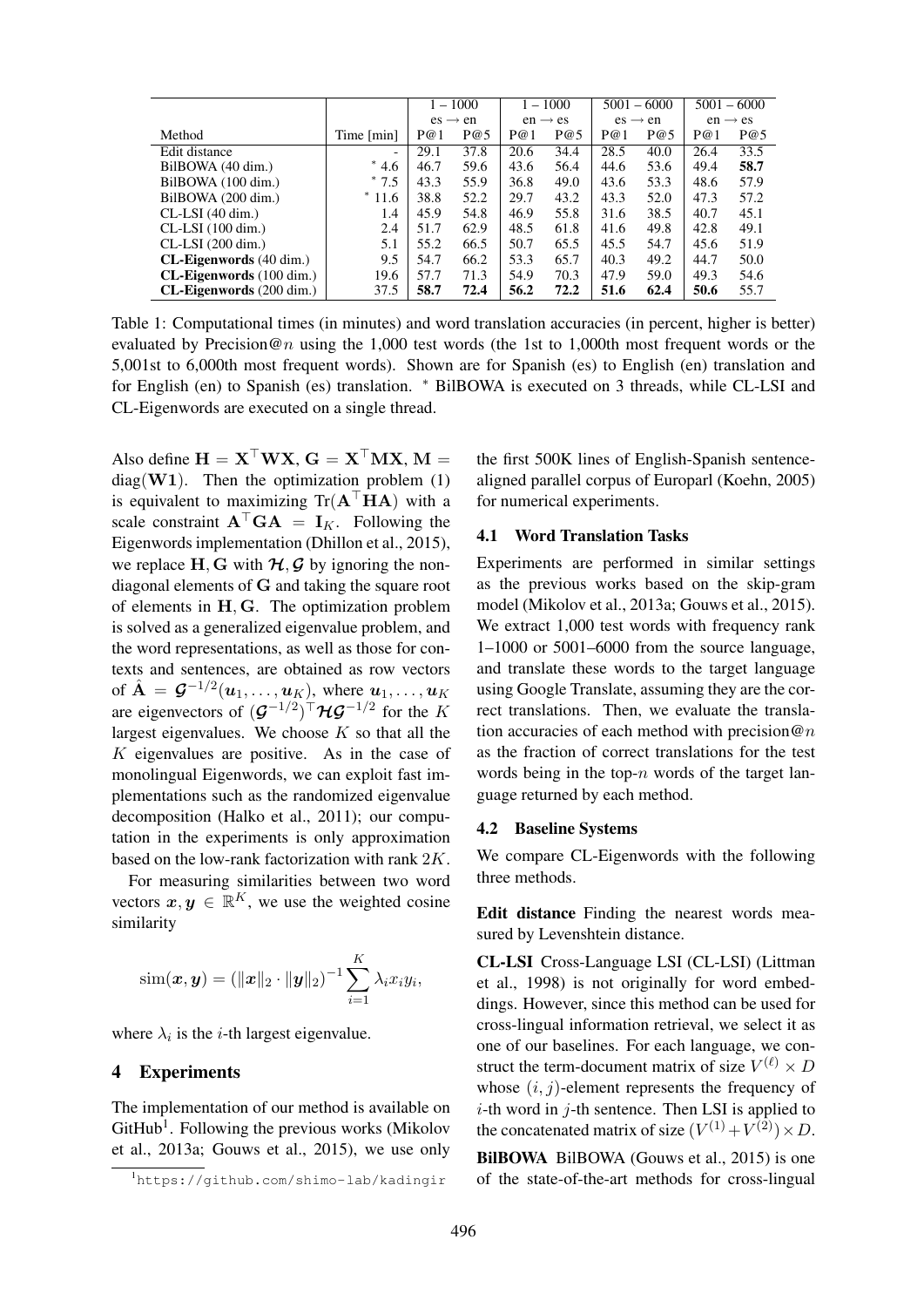| Method | Time [min] | 1 – 1000 | | 1 – 1000 | | 5001 – 6000 | | 5001 – 6000 | |
|---|---|---|---|---|---|---|---|---|---|
| | | es → en | | en → es | | es → en | | en → es | |
| | | P@1 | P@5 | P@1 | P@5 | P@1 | P@5 | P@1 | P@5 |
| Edit distance | - | 29.1 | 37.8 | 20.6 | 34.4 | 28.5 | 40.0 | 26.4 | 33.5 |
| BilBOWA (40 dim.) | * 4.6 | 46.7 | 59.6 | 43.6 | 56.4 | 44.6 | 53.6 | 49.4 | **58.7** |
| BilBOWA (100 dim.) | * 7.5 | 43.3 | 55.9 | 36.8 | 49.0 | 43.6 | 53.3 | 48.6 | 57.9 |
| BilBOWA (200 dim.) | * 11.6 | 38.8 | 52.2 | 29.7 | 43.2 | 43.3 | 52.0 | 47.3 | 57.2 |
| CL-LSI (40 dim.) | 1.4 | 45.9 | 54.8 | 46.9 | 55.8 | 31.6 | 38.5 | 40.7 | 45.1 |
| CL-LSI (100 dim.) | 2.4 | 51.7 | 62.9 | 48.5 | 61.8 | 41.6 | 49.8 | 42.8 | 49.1 |
| CL-LSI (200 dim.) | 5.1 | 55.2 | 66.5 | 50.7 | 65.5 | 45.5 | 54.7 | 45.6 | 51.9 |
| **CL-Eigenwords** (40 dim.) | 9.5 | 54.7 | 66.2 | 53.3 | 65.7 | 40.3 | 49.2 | 44.7 | 50.0 |
| **CL-Eigenwords** (100 dim.) | 19.6 | 57.7 | 71.3 | 54.9 | 70.3 | 47.9 | 59.0 | 49.3 | 54.6 |
| **CL-Eigenwords** (200 dim.) | 37.5 | **58.7** | **72.4** | **56.2** | **72.2** | **51.6** | **62.4** | **50.6** | 55.7 |

Table 1: Computational times (in minutes) and word translation accuracies (in percent, higher is better) evaluated by Precision@$n$ using the 1,000 test words (the 1st to 1,000th most frequent words or the 5,001st to 6,000th most frequent words). Shown are for Spanish (es) to English (en) translation and for English (en) to Spanish (es) translation. * BilBOWA is executed on 3 threads, while CL-LSI and CL-Eigenwords are executed on a single thread.

Also define $\mathbf{H} = \mathbf{X}^\top \mathbf{W}\mathbf{X}$, $\mathbf{G} = \mathbf{X}^\top \mathbf{M}\mathbf{X}$, $\mathbf{M} = \text{diag}(\mathbf{W}\mathbf{1})$. Then the optimization problem (1) is equivalent to maximizing $\text{Tr}(\mathbf{A}^\top \mathbf{H}\mathbf{A})$ with a scale constraint $\mathbf{A}^\top \mathbf{G}\mathbf{A} = \mathbf{I}_K$. Following the Eigenwords implementation (Dhillon et al., 2015), we replace $\mathbf{H}, \mathbf{G}$ with $\mathcal{H}, \mathcal{G}$ by ignoring the non-diagonal elements of $\mathbf{G}$ and taking the square root of elements in $\mathbf{H}, \mathbf{G}$. The optimization problem is solved as a generalized eigenvalue problem, and the word representations, as well as those for contexts and sentences, are obtained as row vectors of $\hat{\mathbf{A}} = \mathcal{G}^{-1/2}(\boldsymbol{u}_1, \ldots, \boldsymbol{u}_K)$, where $\boldsymbol{u}_1, \ldots, \boldsymbol{u}_K$ are eigenvectors of $(\mathcal{G}^{-1/2})^\top \mathcal{H}\mathcal{G}^{-1/2}$ for the $K$ largest eigenvalues. We choose $K$ so that all the $K$ eigenvalues are positive. As in the case of monolingual Eigenwords, we can exploit fast implementations such as the randomized eigenvalue decomposition (Halko et al., 2011); our computation in the experiments is only approximation based on the low-rank factorization with rank $2K$.

For measuring similarities between two word vectors $\boldsymbol{x}, \boldsymbol{y} \in \mathbb{R}^K$, we use the weighted cosine similarity

$$\text{sim}(\boldsymbol{x}, \boldsymbol{y}) = (\|\boldsymbol{x}\|_2 \cdot \|\boldsymbol{y}\|_2)^{-1} \sum_{i=1}^{K} \lambda_i x_i y_i,$$

where $\lambda_i$ is the $i$-th largest eigenvalue.

## 4 Experiments

The implementation of our method is available on GitHub[1]. Following the previous works (Mikolov et al., 2013a; Gouws et al., 2015), we use only the first 500K lines of English-Spanish sentence-aligned parallel corpus of Europarl (Koehn, 2005) for numerical experiments.

### 4.1 Word Translation Tasks

Experiments are performed in similar settings as the previous works based on the skip-gram model (Mikolov et al., 2013a; Gouws et al., 2015). We extract 1,000 test words with frequency rank 1–1000 or 5001–6000 from the source language, and translate these words to the target language using Google Translate, assuming they are the correct translations. Then, we evaluate the translation accuracies of each method with precision@$n$ as the fraction of correct translations for the test words being in the top-$n$ words of the target language returned by each method.

### 4.2 Baseline Systems

We compare CL-Eigenwords with the following three methods.

**Edit distance** Finding the nearest words measured by Levenshtein distance.

**CL-LSI** Cross-Language LSI (CL-LSI) (Littman et al., 1998) is not originally for word embeddings. However, since this method can be used for cross-lingual information retrieval, we select it as one of our baselines. For each language, we construct the term-document matrix of size $V^{(\ell)} \times D$ whose $(i, j)$-element represents the frequency of $i$-th word in $j$-th sentence. Then LSI is applied to the concatenated matrix of size $(V^{(1)} + V^{(2)}) \times D$.

**BilBOWA** BilBOWA (Gouws et al., 2015) is one of the state-of-the-art methods for cross-lingual

[1] https://github.com/shimo-lab/kadingir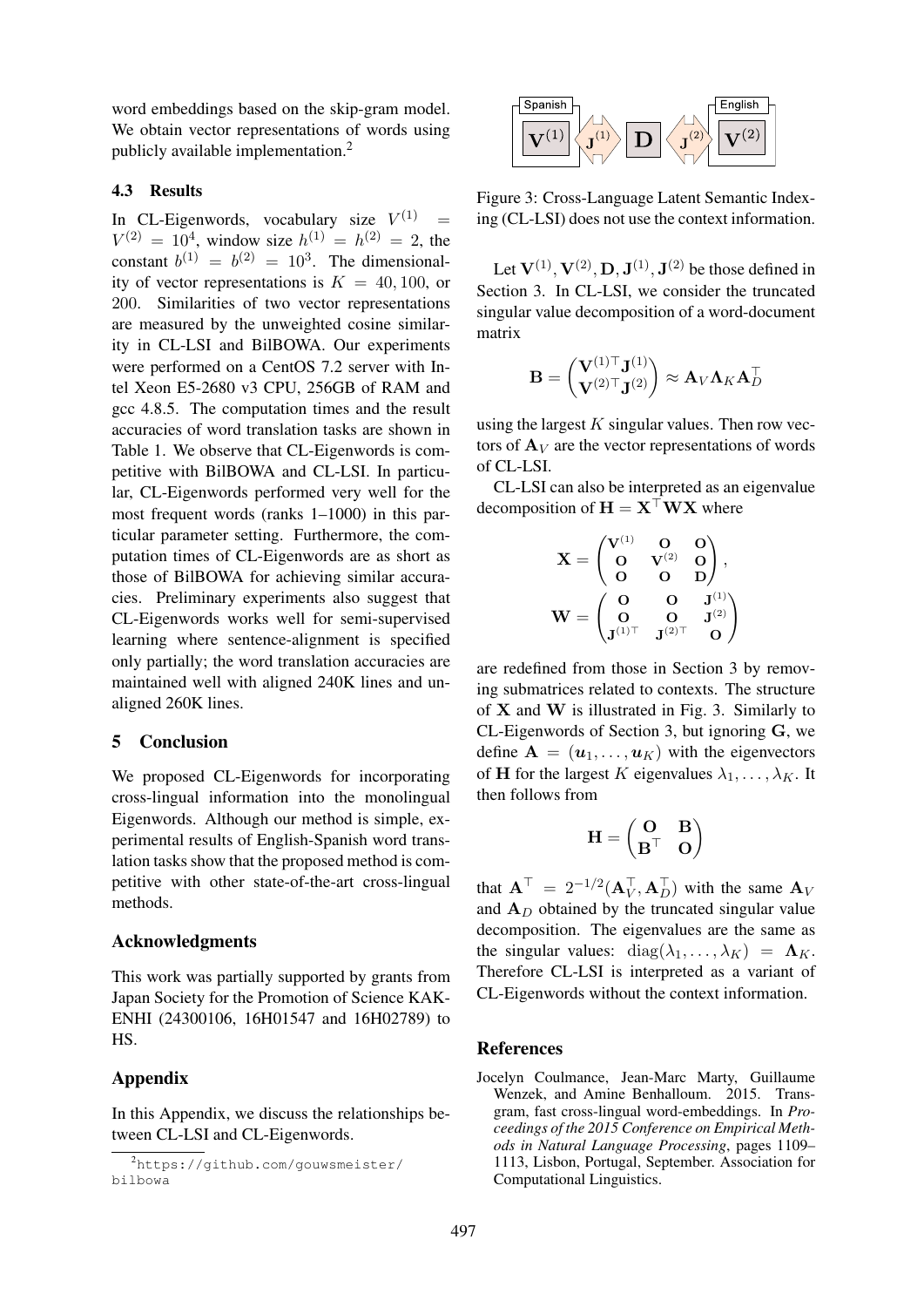word embeddings based on the skip-gram model. We obtain vector representations of words using publicly available implementation.[2]

### 4.3 Results

In CL-Eigenwords, vocabulary size $V^{(1)} = V^{(2)} = 10^4$, window size $h^{(1)} = h^{(2)} = 2$, the constant $b^{(1)} = b^{(2)} = 10^3$. The dimensionality of vector representations is $K = 40, 100$, or 200. Similarities of two vector representations are measured by the unweighted cosine similarity in CL-LSI and BilBOWA. Our experiments were performed on a CentOS 7.2 server with Intel Xeon E5-2680 v3 CPU, 256GB of RAM and gcc 4.8.5. The computation times and the result accuracies of word translation tasks are shown in Table 1. We observe that CL-Eigenwords is competitive with BilBOWA and CL-LSI. In particular, CL-Eigenwords performed very well for the most frequent words (ranks 1–1000) in this particular parameter setting. Furthermore, the computation times of CL-Eigenwords are as short as those of BilBOWA for achieving similar accuracies. Preliminary experiments also suggest that CL-Eigenwords works well for semi-supervised learning where sentence-alignment is specified only partially; the word translation accuracies are maintained well with aligned 240K lines and unaligned 260K lines.

## 5 Conclusion

We proposed CL-Eigenwords for incorporating cross-lingual information into the monolingual Eigenwords. Although our method is simple, experimental results of English-Spanish word translation tasks show that the proposed method is competitive with other state-of-the-art cross-lingual methods.

## Acknowledgments

This work was partially supported by grants from Japan Society for the Promotion of Science KAKENHI (24300106, 16H01547 and 16H02789) to HS.

## Appendix

In this Appendix, we discuss the relationships between CL-LSI and CL-Eigenwords.

[2] https://github.com/gouwsmeister/bilbowa

Figure 3: Cross-Language Latent Semantic Indexing (CL-LSI) does not use the context information.

Let $\mathbf{V}^{(1)}, \mathbf{V}^{(2)}, \mathbf{D}, \mathbf{J}^{(1)}, \mathbf{J}^{(2)}$ be those defined in Section 3. In CL-LSI, we consider the truncated singular value decomposition of a word-document matrix

$$\mathbf{B} = \begin{pmatrix} \mathbf{V}^{(1)\top}\mathbf{J}^{(1)} \\ \mathbf{V}^{(2)\top}\mathbf{J}^{(2)} \end{pmatrix} \approx \mathbf{A}_V \boldsymbol{\Lambda}_K \mathbf{A}_D^\top$$

using the largest $K$ singular values. Then row vectors of $\mathbf{A}_V$ are the vector representations of words of CL-LSI.

CL-LSI can also be interpreted as an eigenvalue decomposition of $\mathbf{H} = \mathbf{X}^\top \mathbf{W} \mathbf{X}$ where

$$\mathbf{X} = \begin{pmatrix} \mathbf{V}^{(1)} & \mathbf{O} & \mathbf{O} \\ \mathbf{O} & \mathbf{V}^{(2)} & \mathbf{O} \\ \mathbf{O} & \mathbf{O} & \mathbf{D} \end{pmatrix},$$

$$\mathbf{W} = \begin{pmatrix} \mathbf{O} & \mathbf{O} & \mathbf{J}^{(1)} \\ \mathbf{O} & \mathbf{O} & \mathbf{J}^{(2)} \\ \mathbf{J}^{(1)\top} & \mathbf{J}^{(2)\top} & \mathbf{O} \end{pmatrix}$$

are redefined from those in Section 3 by removing submatrices related to contexts. The structure of $\mathbf{X}$ and $\mathbf{W}$ is illustrated in Fig. 3. Similarly to CL-Eigenwords of Section 3, but ignoring $\mathbf{G}$, we define $\mathbf{A} = (\boldsymbol{u}_1, \ldots, \boldsymbol{u}_K)$ with the eigenvectors of $\mathbf{H}$ for the largest $K$ eigenvalues $\lambda_1, \ldots, \lambda_K$. It then follows from

$$\mathbf{H} = \begin{pmatrix} \mathbf{O} & \mathbf{B} \\ \mathbf{B}^\top & \mathbf{O} \end{pmatrix}$$

that $\mathbf{A}^\top = 2^{-1/2}(\mathbf{A}_V^\top, \mathbf{A}_D^\top)$ with the same $\mathbf{A}_V$ and $\mathbf{A}_D$ obtained by the truncated singular value decomposition. The eigenvalues are the same as the singular values: $\mathrm{diag}(\lambda_1, \ldots, \lambda_K) = \boldsymbol{\Lambda}_K$. Therefore CL-LSI is interpreted as a variant of CL-Eigenwords without the context information.

## References

Jocelyn Coulmance, Jean-Marc Marty, Guillaume Wenzek, and Amine Benhalloum. 2015. Trans-gram, fast cross-lingual word-embeddings. In *Proceedings of the 2015 Conference on Empirical Methods in Natural Language Processing*, pages 1109–1113, Lisbon, Portugal, September. Association for Computational Linguistics.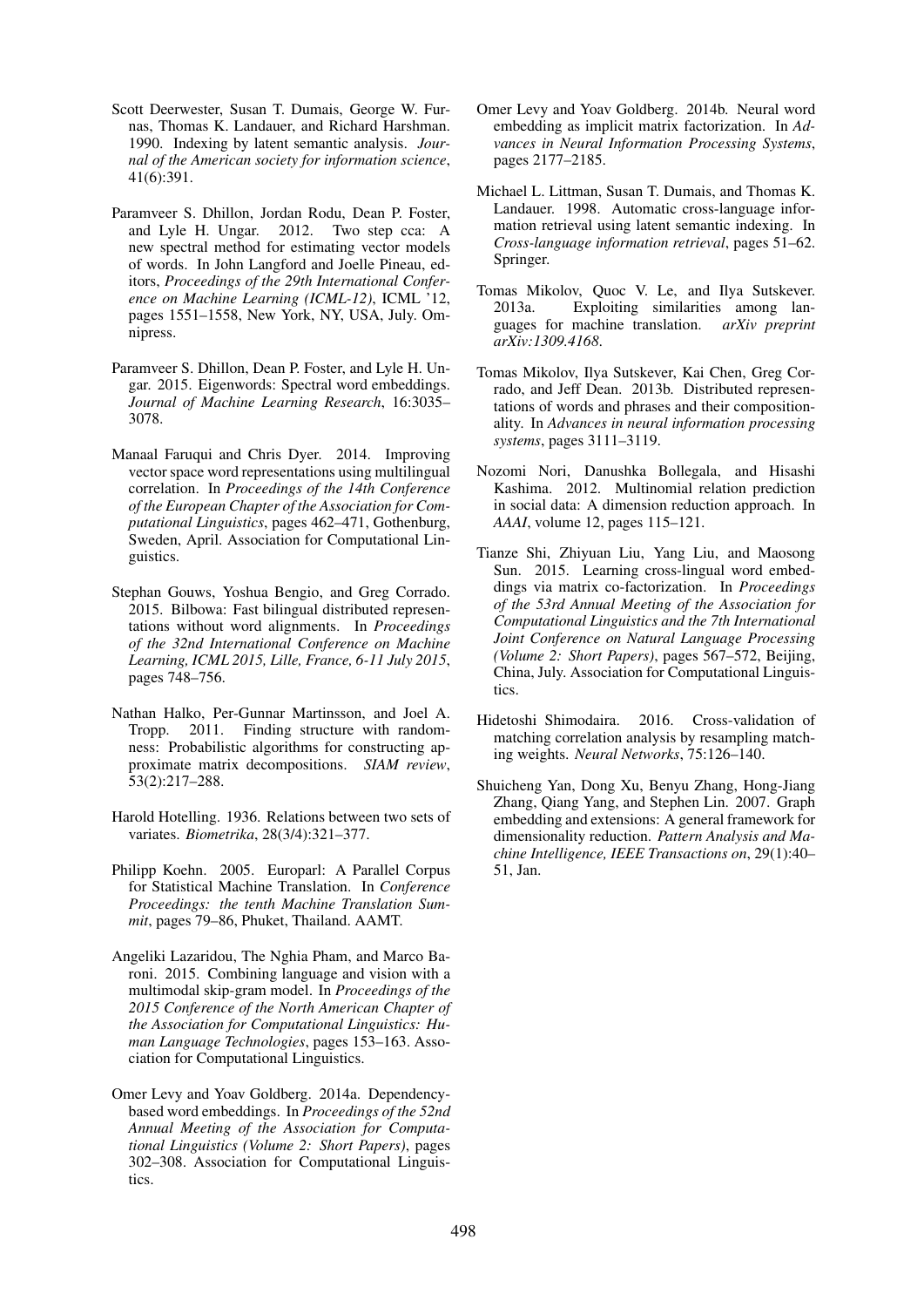Scott Deerwester, Susan T. Dumais, George W. Furnas, Thomas K. Landauer, and Richard Harshman. 1990. Indexing by latent semantic analysis. *Journal of the American society for information science*, 41(6):391.

Paramveer S. Dhillon, Jordan Rodu, Dean P. Foster, and Lyle H. Ungar. 2012. Two step cca: A new spectral method for estimating vector models of words. In John Langford and Joelle Pineau, editors, *Proceedings of the 29th International Conference on Machine Learning (ICML-12)*, ICML '12, pages 1551–1558, New York, NY, USA, July. Omnipress.

Paramveer S. Dhillon, Dean P. Foster, and Lyle H. Ungar. 2015. Eigenwords: Spectral word embeddings. *Journal of Machine Learning Research*, 16:3035–3078.

Manaal Faruqui and Chris Dyer. 2014. Improving vector space word representations using multilingual correlation. In *Proceedings of the 14th Conference of the European Chapter of the Association for Computational Linguistics*, pages 462–471, Gothenburg, Sweden, April. Association for Computational Linguistics.

Stephan Gouws, Yoshua Bengio, and Greg Corrado. 2015. Bilbowa: Fast bilingual distributed representations without word alignments. In *Proceedings of the 32nd International Conference on Machine Learning, ICML 2015, Lille, France, 6-11 July 2015*, pages 748–756.

Nathan Halko, Per-Gunnar Martinsson, and Joel A. Tropp. 2011. Finding structure with randomness: Probabilistic algorithms for constructing approximate matrix decompositions. *SIAM review*, 53(2):217–288.

Harold Hotelling. 1936. Relations between two sets of variates. *Biometrika*, 28(3/4):321–377.

Philipp Koehn. 2005. Europarl: A Parallel Corpus for Statistical Machine Translation. In *Conference Proceedings: the tenth Machine Translation Summit*, pages 79–86, Phuket, Thailand. AAMT.

Angeliki Lazaridou, The Nghia Pham, and Marco Baroni. 2015. Combining language and vision with a multimodal skip-gram model. In *Proceedings of the 2015 Conference of the North American Chapter of the Association for Computational Linguistics: Human Language Technologies*, pages 153–163. Association for Computational Linguistics.

Omer Levy and Yoav Goldberg. 2014a. Dependency-based word embeddings. In *Proceedings of the 52nd Annual Meeting of the Association for Computational Linguistics (Volume 2: Short Papers)*, pages 302–308. Association for Computational Linguistics.

Omer Levy and Yoav Goldberg. 2014b. Neural word embedding as implicit matrix factorization. In *Advances in Neural Information Processing Systems*, pages 2177–2185.

Michael L. Littman, Susan T. Dumais, and Thomas K. Landauer. 1998. Automatic cross-language information retrieval using latent semantic indexing. In *Cross-language information retrieval*, pages 51–62. Springer.

Tomas Mikolov, Quoc V. Le, and Ilya Sutskever. 2013a. Exploiting similarities among languages for machine translation. *arXiv preprint arXiv:1309.4168*.

Tomas Mikolov, Ilya Sutskever, Kai Chen, Greg Corrado, and Jeff Dean. 2013b. Distributed representations of words and phrases and their compositionality. In *Advances in neural information processing systems*, pages 3111–3119.

Nozomi Nori, Danushka Bollegala, and Hisashi Kashima. 2012. Multinomial relation prediction in social data: A dimension reduction approach. In *AAAI*, volume 12, pages 115–121.

Tianze Shi, Zhiyuan Liu, Yang Liu, and Maosong Sun. 2015. Learning cross-lingual word embeddings via matrix co-factorization. In *Proceedings of the 53rd Annual Meeting of the Association for Computational Linguistics and the 7th International Joint Conference on Natural Language Processing (Volume 2: Short Papers)*, pages 567–572, Beijing, China, July. Association for Computational Linguistics.

Hidetoshi Shimodaira. 2016. Cross-validation of matching correlation analysis by resampling matching weights. *Neural Networks*, 75:126–140.

Shuicheng Yan, Dong Xu, Benyu Zhang, Hong-Jiang Zhang, Qiang Yang, and Stephen Lin. 2007. Graph embedding and extensions: A general framework for dimensionality reduction. *Pattern Analysis and Machine Intelligence, IEEE Transactions on*, 29(1):40–51, Jan.